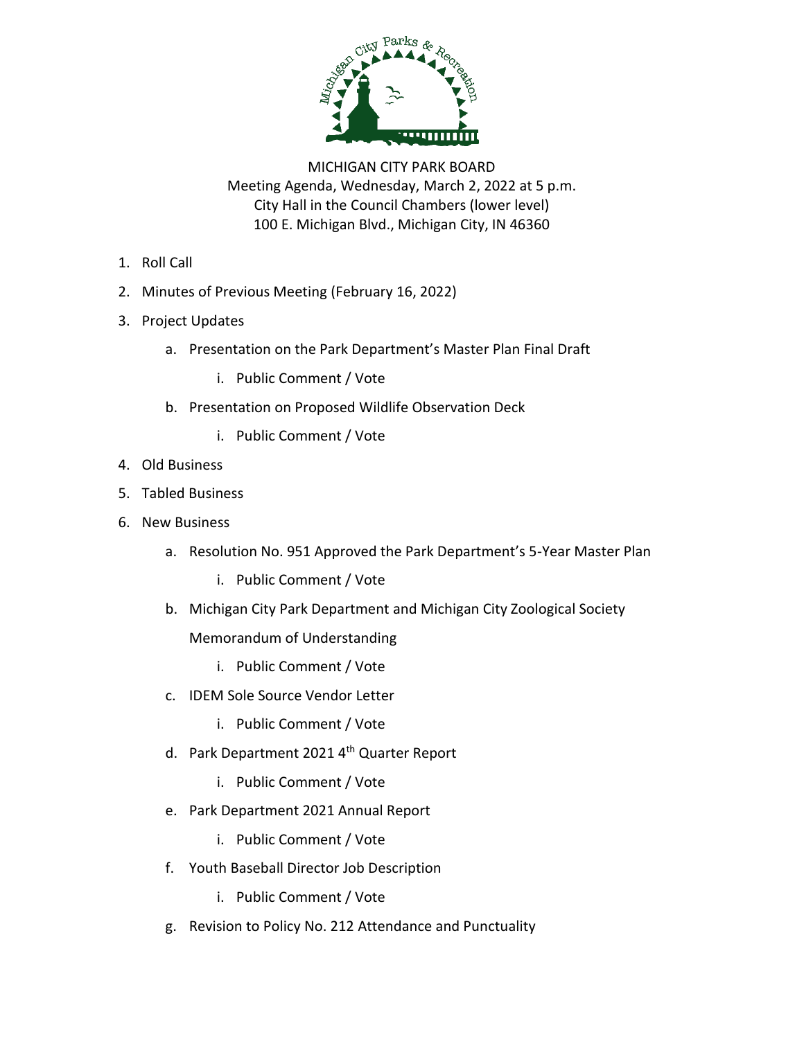MICHIGAN CITY PARK BOARD
Meeting Agenda, Wednesday, March 2, 2022 at 5 p.m.
City Hall in the Council Chambers (lower level)
100 E. Michigan Blvd., Michigan City, IN 46360

1. Roll Call
2. Minutes of Previous Meeting (February 16, 2022)
3. Project Updates
   a. Presentation on the Park Department's Master Plan Final Draft
      i. Public Comment / Vote
   b. Presentation on Proposed Wildlife Observation Deck
      i. Public Comment / Vote
4. Old Business
5. Tabled Business
6. New Business
   a. Resolution No. 951 Approved the Park Department's 5-Year Master Plan
      i. Public Comment / Vote
   b. Michigan City Park Department and Michigan City Zoological Society Memorandum of Understanding
      i. Public Comment / Vote
   c. IDEM Sole Source Vendor Letter
      i. Public Comment / Vote
   d. Park Department 2021 4th Quarter Report
      i. Public Comment / Vote
   e. Park Department 2021 Annual Report
      i. Public Comment / Vote
   f. Youth Baseball Director Job Description
      i. Public Comment / Vote
   g. Revision to Policy No. 212 Attendance and Punctuality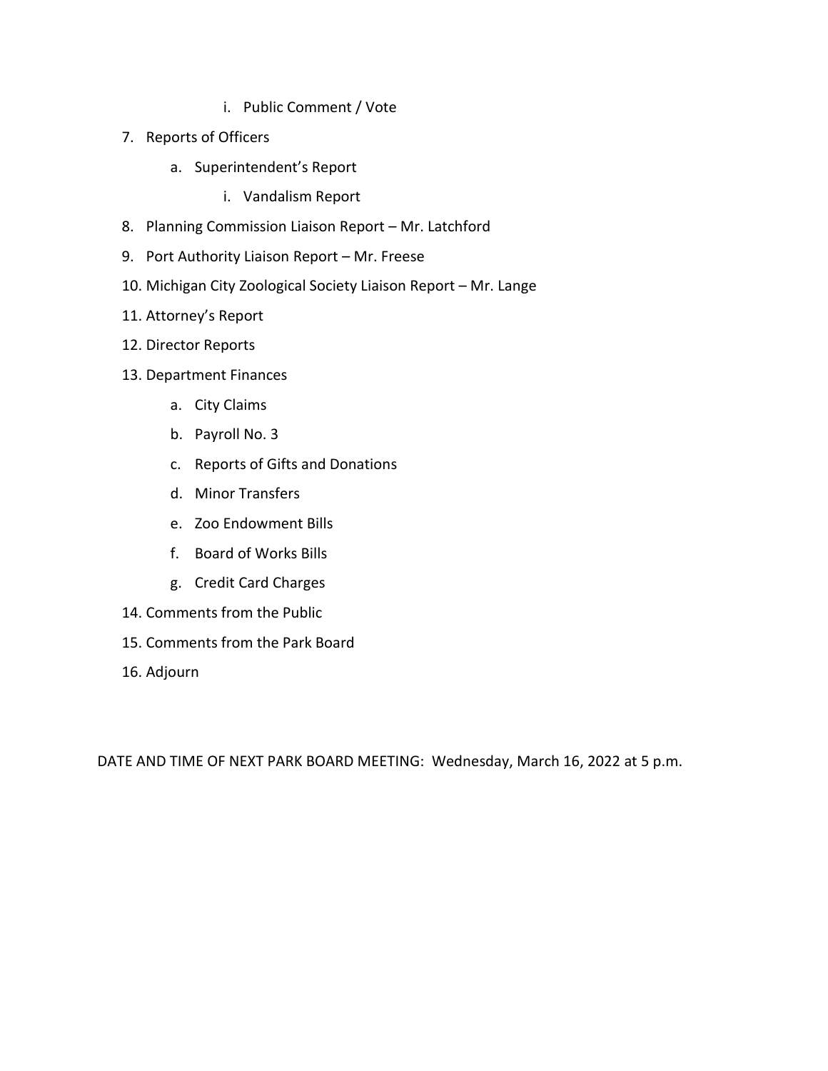i. Public Comment / Vote

7. Reports of Officers
   a. Superintendent's Report
      i. Vandalism Report
8. Planning Commission Liaison Report – Mr. Latchford
9. Port Authority Liaison Report – Mr. Freese
10. Michigan City Zoological Society Liaison Report – Mr. Lange
11. Attorney's Report
12. Director Reports
13. Department Finances
    a. City Claims
    b. Payroll No. 3
    c. Reports of Gifts and Donations
    d. Minor Transfers
    e. Zoo Endowment Bills
    f. Board of Works Bills
    g. Credit Card Charges
14. Comments from the Public
15. Comments from the Park Board
16. Adjourn

DATE AND TIME OF NEXT PARK BOARD MEETING: Wednesday, March 16, 2022 at 5 p.m.